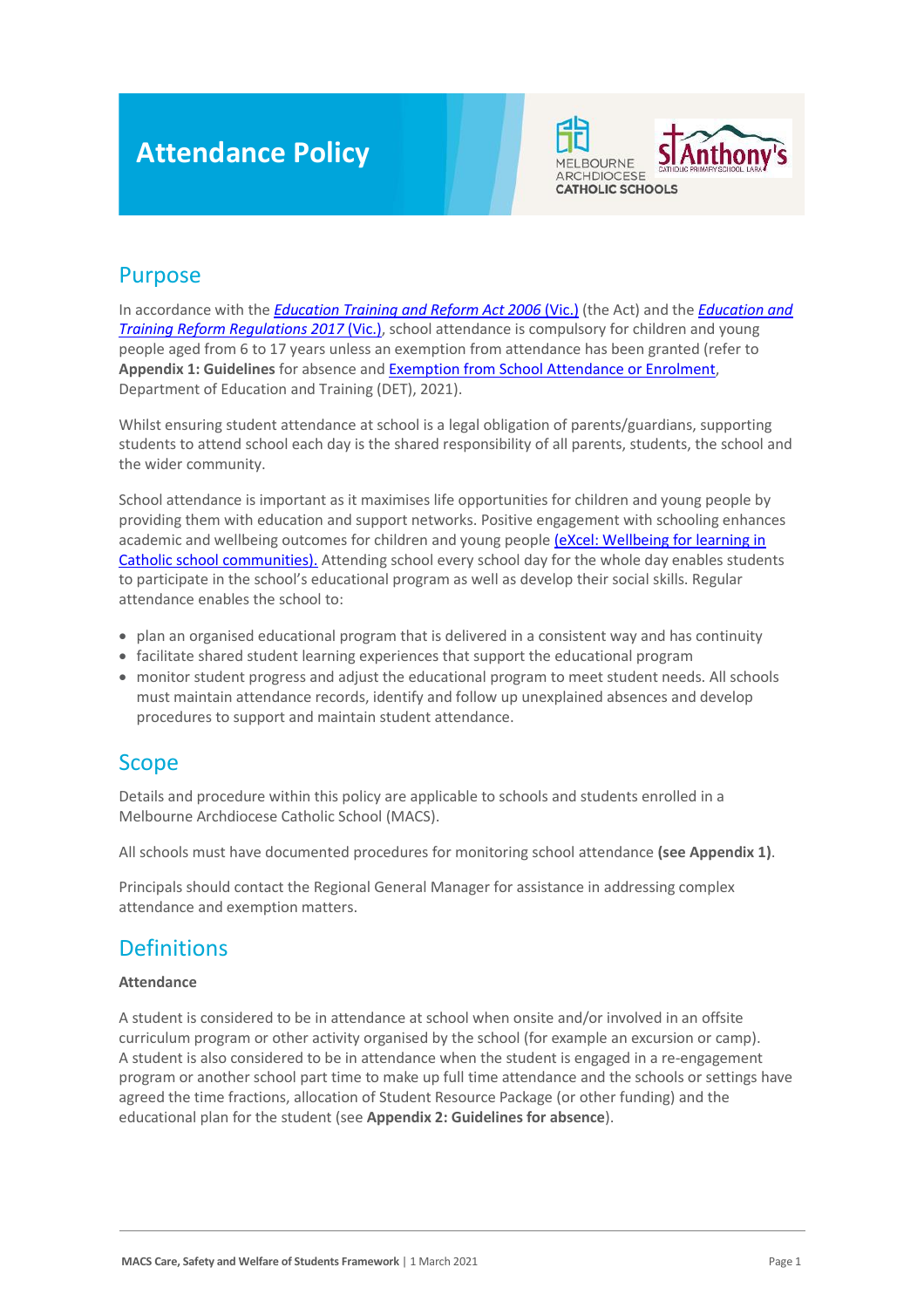# Attendance Policy

## Purpose

In accordance with the *Education Training and Reform Act 2006* (Vic.) (the Act) and the *Education and Training Reform Regulations 2017* (Vic.), school attendance is compulsory for children and young people aged from 6 to 17 years unless an exemption from attendance has been granted (refer to **Appendix 1: Guidelines** for absence and Exemption from School Attendance or Enrolment, Department of Education and Training (DET), 2021).

Whilst ensuring student attendance at school is a legal obligation of parents/guardians, supporting students to attend school each day is the shared responsibility of all parents, students, the school and the wider community.

School attendance is important as it maximises life opportunities for children and young people by providing them with education and support networks. Positive engagement with schooling enhances academic and wellbeing outcomes for children and young people (eXcel: Wellbeing for learning in Catholic school communities). Attending school every school day for the whole day enables students to participate in the school's educational program as well as develop their social skills. Regular attendance enables the school to:

- plan an organised educational program that is delivered in a consistent way and has continuity
- facilitate shared student learning experiences that support the educational program
- monitor student progress and adjust the educational program to meet student needs. All schools must maintain attendance records, identify and follow up unexplained absences and develop procedures to support and maintain student attendance.

## Scope

Details and procedure within this policy are applicable to schools and students enrolled in a Melbourne Archdiocese Catholic School (MACS).

All schools must have documented procedures for monitoring school attendance **(see Appendix 1)**.

Principals should contact the Regional General Manager for assistance in addressing complex attendance and exemption matters.

## Definitions

**Attendance**

A student is considered to be in attendance at school when onsite and/or involved in an offsite curriculum program or other activity organised by the school (for example an excursion or camp). A student is also considered to be in attendance when the student is engaged in a re-engagement program or another school part time to make up full time attendance and the schools or settings have agreed the time fractions, allocation of Student Resource Package (or other funding) and the educational plan for the student (see **Appendix 2: Guidelines for absence**).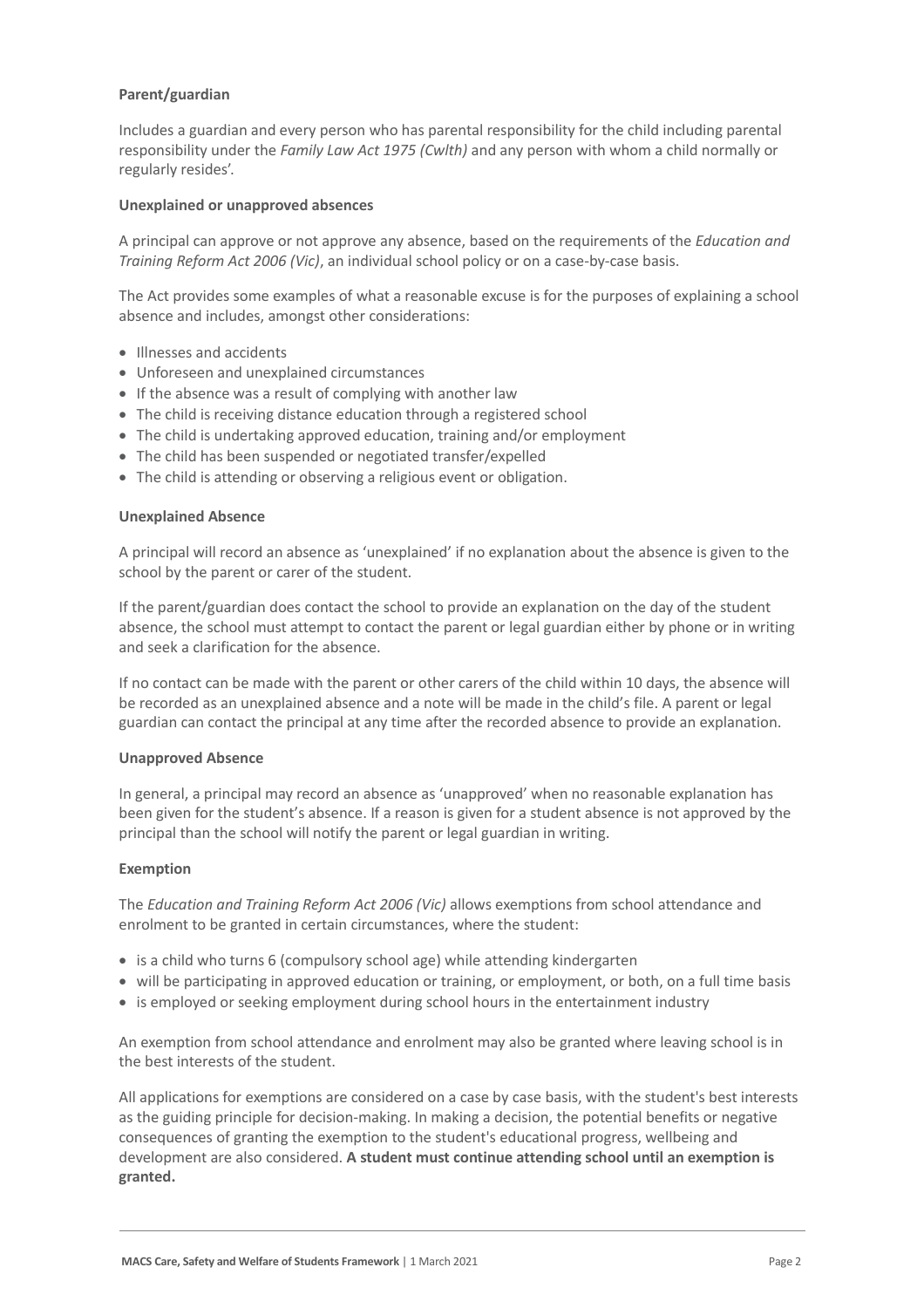**Parent/guardian**

Includes a guardian and every person who has parental responsibility for the child including parental responsibility under the *Family Law Act 1975 (Cwlth)* and any person with whom a child normally or regularly resides'.

**Unexplained or unapproved absences**

A principal can approve or not approve any absence, based on the requirements of the *Education and Training Reform Act 2006 (Vic)*, an individual school policy or on a case-by-case basis.

The Act provides some examples of what a reasonable excuse is for the purposes of explaining a school absence and includes, amongst other considerations:

- Illnesses and accidents
- Unforeseen and unexplained circumstances
- If the absence was a result of complying with another law
- The child is receiving distance education through a registered school
- The child is undertaking approved education, training and/or employment
- The child has been suspended or negotiated transfer/expelled
- The child is attending or observing a religious event or obligation.

**Unexplained Absence**

A principal will record an absence as 'unexplained' if no explanation about the absence is given to the school by the parent or carer of the student.

If the parent/guardian does contact the school to provide an explanation on the day of the student absence, the school must attempt to contact the parent or legal guardian either by phone or in writing and seek a clarification for the absence.

If no contact can be made with the parent or other carers of the child within 10 days, the absence will be recorded as an unexplained absence and a note will be made in the child's file. A parent or legal guardian can contact the principal at any time after the recorded absence to provide an explanation.

**Unapproved Absence**

In general, a principal may record an absence as 'unapproved' when no reasonable explanation has been given for the student's absence. If a reason is given for a student absence is not approved by the principal than the school will notify the parent or legal guardian in writing.

**Exemption**

The *Education and Training Reform Act 2006 (Vic)* allows exemptions from school attendance and enrolment to be granted in certain circumstances, where the student:

- is a child who turns 6 (compulsory school age) while attending kindergarten
- will be participating in approved education or training, or employment, or both, on a full time basis
- is employed or seeking employment during school hours in the entertainment industry

An exemption from school attendance and enrolment may also be granted where leaving school is in the best interests of the student.

All applications for exemptions are considered on a case by case basis, with the student's best interests as the guiding principle for decision-making. In making a decision, the potential benefits or negative consequences of granting the exemption to the student's educational progress, wellbeing and development are also considered. **A student must continue attending school until an exemption is granted.**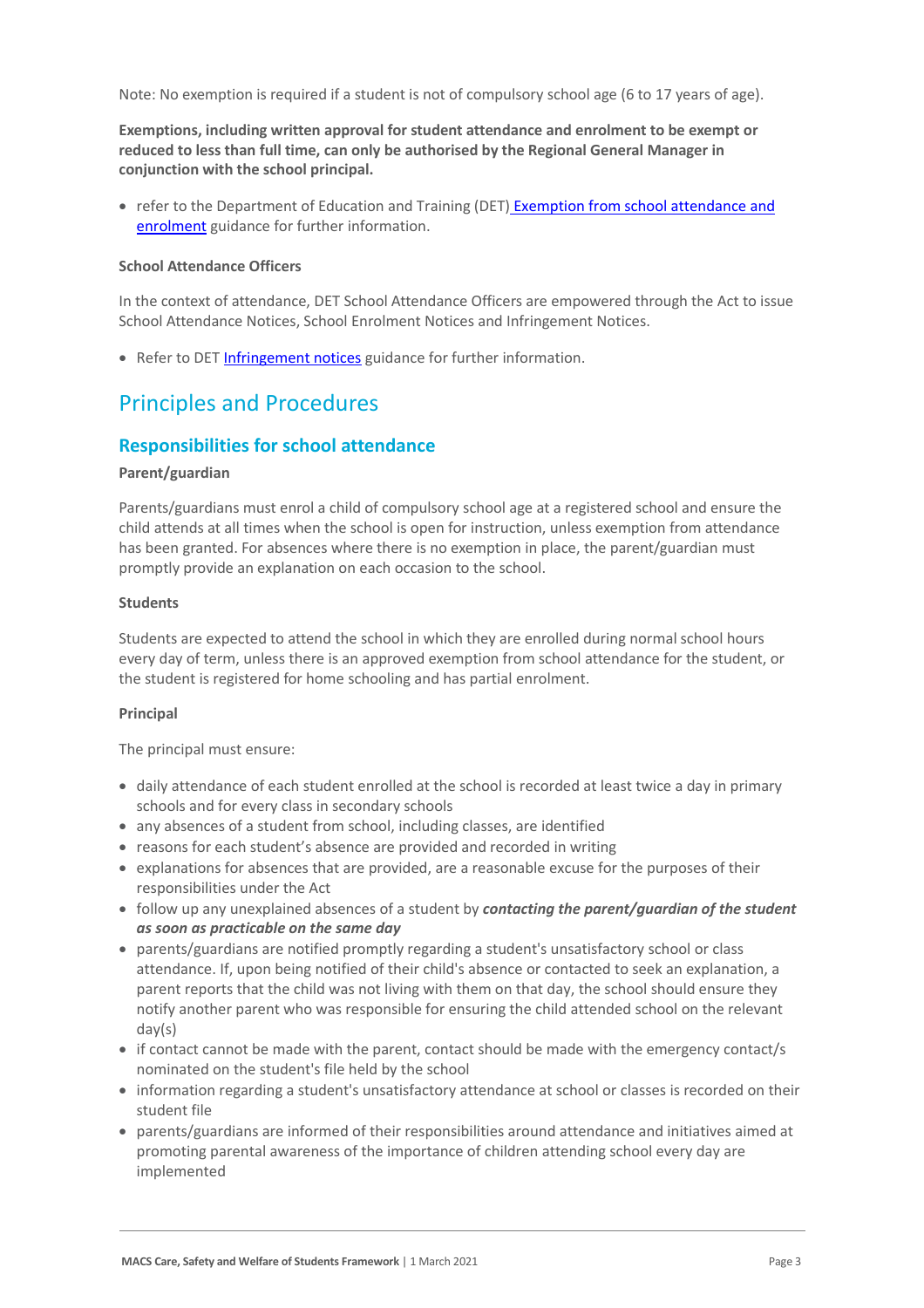Note: No exemption is required if a student is not of compulsory school age (6 to 17 years of age).

**Exemptions, including written approval for student attendance and enrolment to be exempt or reduced to less than full time, can only be authorised by the Regional General Manager in conjunction with the school principal.**

- refer to the Department of Education and Training (DET) [Exemption from school attendance and enrolment]() guidance for further information.

**School Attendance Officers**

In the context of attendance, DET School Attendance Officers are empowered through the Act to issue School Attendance Notices, School Enrolment Notices and Infringement Notices.

- Refer to DET [Infringement notices]() guidance for further information.

## Principles and Procedures

### Responsibilities for school attendance

**Parent/guardian**

Parents/guardians must enrol a child of compulsory school age at a registered school and ensure the child attends at all times when the school is open for instruction, unless exemption from attendance has been granted. For absences where there is no exemption in place, the parent/guardian must promptly provide an explanation on each occasion to the school.

**Students**

Students are expected to attend the school in which they are enrolled during normal school hours every day of term, unless there is an approved exemption from school attendance for the student, or the student is registered for home schooling and has partial enrolment.

**Principal**

The principal must ensure:

- daily attendance of each student enrolled at the school is recorded at least twice a day in primary schools and for every class in secondary schools
- any absences of a student from school, including classes, are identified
- reasons for each student's absence are provided and recorded in writing
- explanations for absences that are provided, are a reasonable excuse for the purposes of their responsibilities under the Act
- follow up any unexplained absences of a student by ***contacting the parent/guardian of the student as soon as practicable on the same day***
- parents/guardians are notified promptly regarding a student's unsatisfactory school or class attendance. If, upon being notified of their child's absence or contacted to seek an explanation, a parent reports that the child was not living with them on that day, the school should ensure they notify another parent who was responsible for ensuring the child attended school on the relevant day(s)
- if contact cannot be made with the parent, contact should be made with the emergency contact/s nominated on the student's file held by the school
- information regarding a student's unsatisfactory attendance at school or classes is recorded on their student file
- parents/guardians are informed of their responsibilities around attendance and initiatives aimed at promoting parental awareness of the importance of children attending school every day are implemented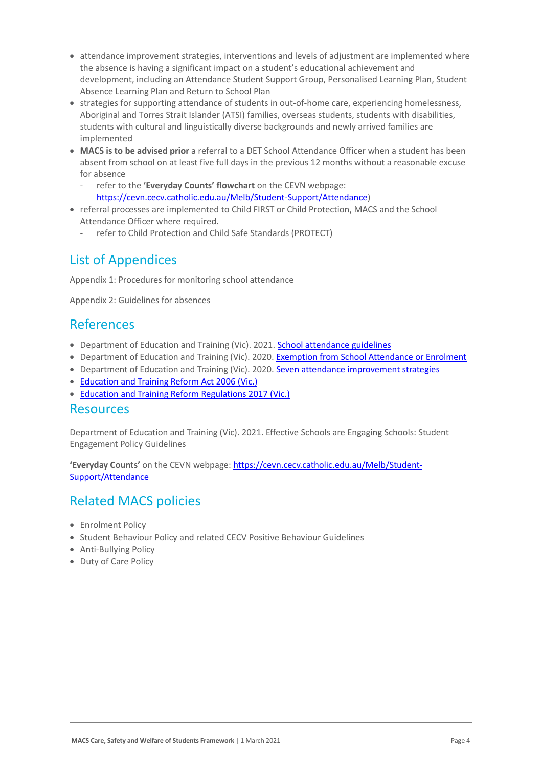- attendance improvement strategies, interventions and levels of adjustment are implemented where the absence is having a significant impact on a student's educational achievement and development, including an Attendance Student Support Group, Personalised Learning Plan, Student Absence Learning Plan and Return to School Plan
- strategies for supporting attendance of students in out-of-home care, experiencing homelessness, Aboriginal and Torres Strait Islander (ATSI) families, overseas students, students with disabilities, students with cultural and linguistically diverse backgrounds and newly arrived families are implemented
- **MACS is to be advised prior** a referral to a DET School Attendance Officer when a student has been absent from school on at least five full days in the previous 12 months without a reasonable excuse for absence
  - refer to the **'Everyday Counts' flowchart** on the CEVN webpage: [https://cevn.cecv.catholic.edu.au/Melb/Student-Support/Attendance](https://cevn.cecv.catholic.edu.au/Melb/Student-Support/Attendance))
- referral processes are implemented to Child FIRST or Child Protection, MACS and the School Attendance Officer where required.
  - refer to Child Protection and Child Safe Standards (PROTECT)

## List of Appendices

Appendix 1: Procedures for monitoring school attendance

Appendix 2: Guidelines for absences

## References

- Department of Education and Training (Vic). 2021. School attendance guidelines
- Department of Education and Training (Vic). 2020. Exemption from School Attendance or Enrolment
- Department of Education and Training (Vic). 2020. Seven attendance improvement strategies
- Education and Training Reform Act 2006 (Vic.)
- Education and Training Reform Regulations 2017 (Vic.)

## Resources

Department of Education and Training (Vic). 2021. Effective Schools are Engaging Schools: Student Engagement Policy Guidelines

**'Everyday Counts'** on the CEVN webpage: [https://cevn.cecv.catholic.edu.au/Melb/Student-Support/Attendance](https://cevn.cecv.catholic.edu.au/Melb/Student-Support/Attendance)

## Related MACS policies

- Enrolment Policy
- Student Behaviour Policy and related CECV Positive Behaviour Guidelines
- Anti-Bullying Policy
- Duty of Care Policy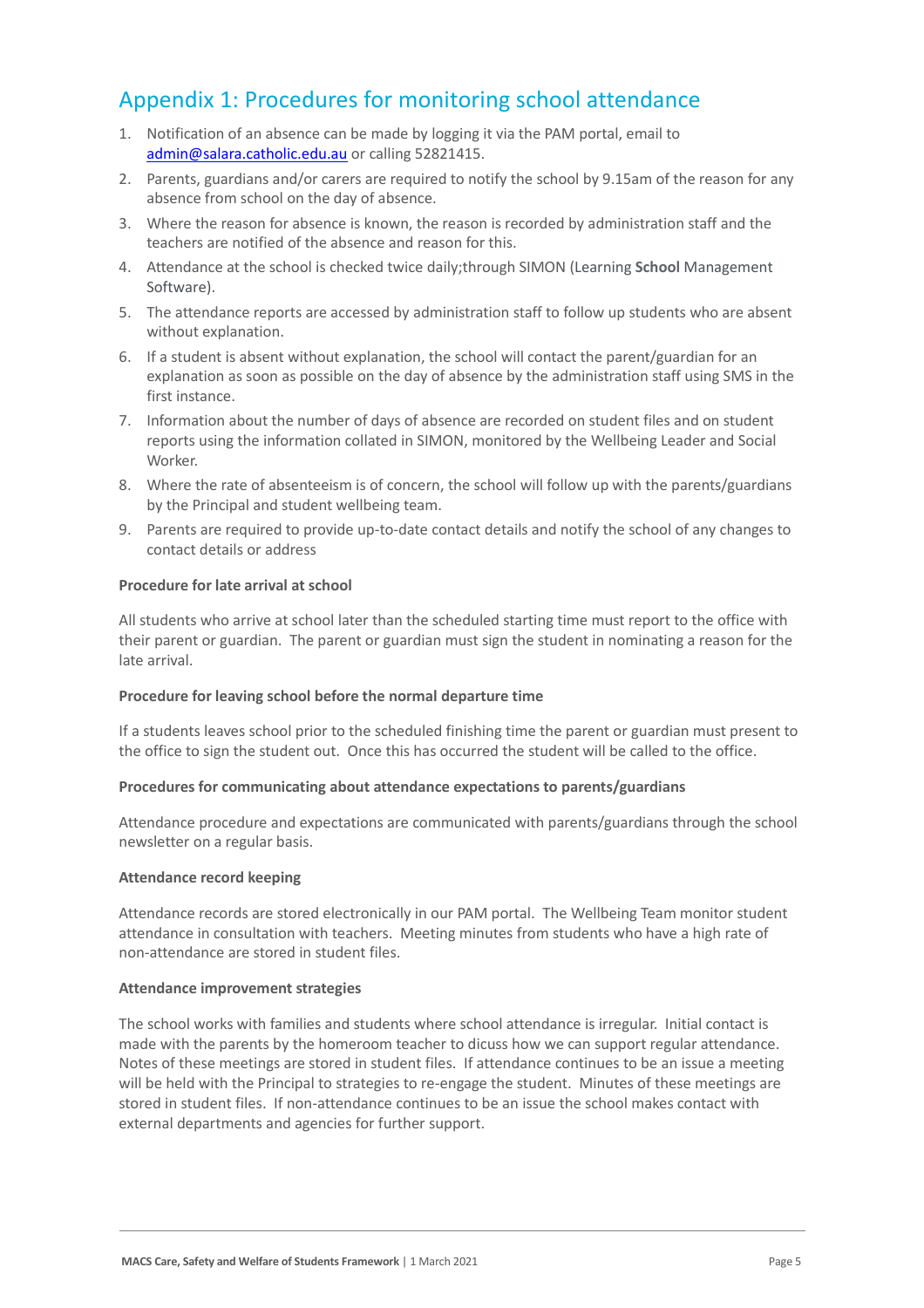## Appendix 1: Procedures for monitoring school attendance

1. Notification of an absence can be made by logging it via the PAM portal, email to admin@salara.catholic.edu.au or calling 52821415.
2. Parents, guardians and/or carers are required to notify the school by 9.15am of the reason for any absence from school on the day of absence.
3. Where the reason for absence is known, the reason is recorded by administration staff and the teachers are notified of the absence and reason for this.
4. Attendance at the school is checked twice daily;through SIMON (Learning **School** Management Software).
5. The attendance reports are accessed by administration staff to follow up students who are absent without explanation.
6. If a student is absent without explanation, the school will contact the parent/guardian for an explanation as soon as possible on the day of absence by the administration staff using SMS in the first instance.
7. Information about the number of days of absence are recorded on student files and on student reports using the information collated in SIMON, monitored by the Wellbeing Leader and Social Worker.
8. Where the rate of absenteeism is of concern, the school will follow up with the parents/guardians by the Principal and student wellbeing team.
9. Parents are required to provide up-to-date contact details and notify the school of any changes to contact details or address

**Procedure for late arrival at school**

All students who arrive at school later than the scheduled starting time must report to the office with their parent or guardian. The parent or guardian must sign the student in nominating a reason for the late arrival.

**Procedure for leaving school before the normal departure time**

If a students leaves school prior to the scheduled finishing time the parent or guardian must present to the office to sign the student out. Once this has occurred the student will be called to the office.

**Procedures for communicating about attendance expectations to parents/guardians**

Attendance procedure and expectations are communicated with parents/guardians through the school newsletter on a regular basis.

**Attendance record keeping**

Attendance records are stored electronically in our PAM portal. The Wellbeing Team monitor student attendance in consultation with teachers. Meeting minutes from students who have a high rate of non-attendance are stored in student files.

**Attendance improvement strategies**

The school works with families and students where school attendance is irregular. Initial contact is made with the parents by the homeroom teacher to dicuss how we can support regular attendance. Notes of these meetings are stored in student files. If attendance continues to be an issue a meeting will be held with the Principal to strategies to re-engage the student. Minutes of these meetings are stored in student files. If non-attendance continues to be an issue the school makes contact with external departments and agencies for further support.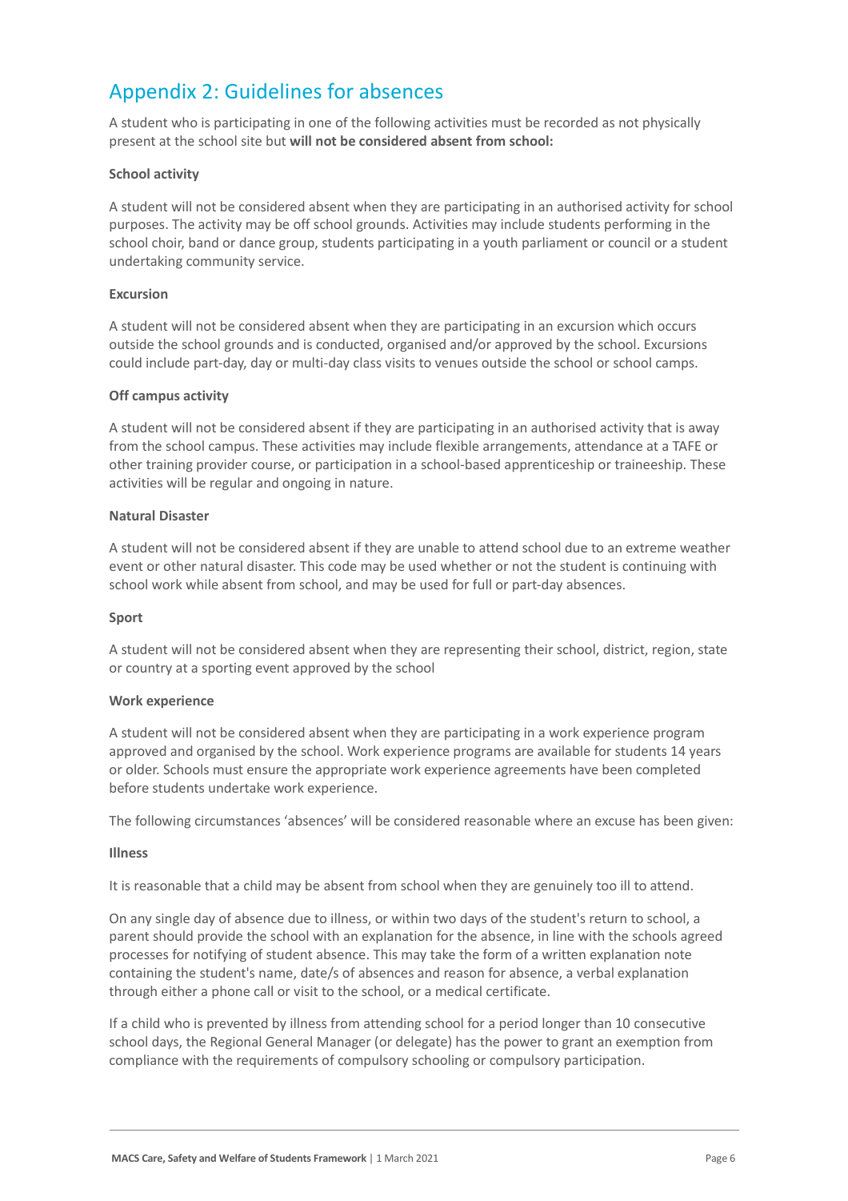## Appendix 2: Guidelines for absences

A student who is participating in one of the following activities must be recorded as not physically present at the school site but **will not be considered absent from school:**

**School activity**

A student will not be considered absent when they are participating in an authorised activity for school purposes. The activity may be off school grounds. Activities may include students performing in the school choir, band or dance group, students participating in a youth parliament or council or a student undertaking community service.

**Excursion**

A student will not be considered absent when they are participating in an excursion which occurs outside the school grounds and is conducted, organised and/or approved by the school. Excursions could include part-day, day or multi-day class visits to venues outside the school or school camps.

**Off campus activity**

A student will not be considered absent if they are participating in an authorised activity that is away from the school campus. These activities may include flexible arrangements, attendance at a TAFE or other training provider course, or participation in a school-based apprenticeship or traineeship. These activities will be regular and ongoing in nature.

**Natural Disaster**

A student will not be considered absent if they are unable to attend school due to an extreme weather event or other natural disaster. This code may be used whether or not the student is continuing with school work while absent from school, and may be used for full or part-day absences.

**Sport**

A student will not be considered absent when they are representing their school, district, region, state or country at a sporting event approved by the school

**Work experience**

A student will not be considered absent when they are participating in a work experience program approved and organised by the school. Work experience programs are available for students 14 years or older. Schools must ensure the appropriate work experience agreements have been completed before students undertake work experience.

The following circumstances 'absences' will be considered reasonable where an excuse has been given:

**Illness**

It is reasonable that a child may be absent from school when they are genuinely too ill to attend.

On any single day of absence due to illness, or within two days of the student's return to school, a parent should provide the school with an explanation for the absence, in line with the schools agreed processes for notifying of student absence. This may take the form of a written explanation note containing the student's name, date/s of absences and reason for absence, a verbal explanation through either a phone call or visit to the school, or a medical certificate.

If a child who is prevented by illness from attending school for a period longer than 10 consecutive school days, the Regional General Manager (or delegate) has the power to grant an exemption from compliance with the requirements of compulsory schooling or compulsory participation.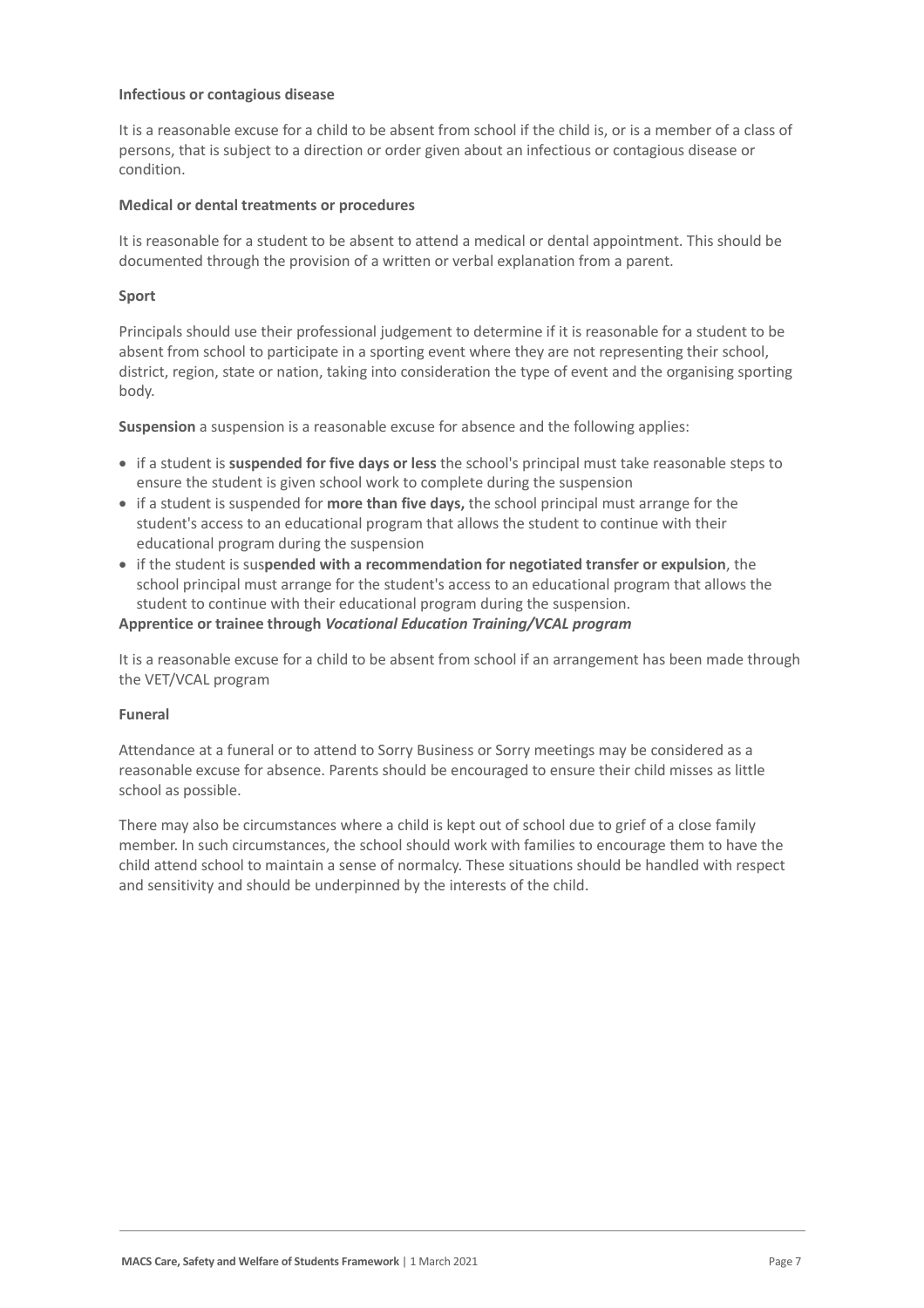**Infectious or contagious disease**

It is a reasonable excuse for a child to be absent from school if the child is, or is a member of a class of persons, that is subject to a direction or order given about an infectious or contagious disease or condition.

**Medical or dental treatments or procedures**

It is reasonable for a student to be absent to attend a medical or dental appointment. This should be documented through the provision of a written or verbal explanation from a parent.

**Sport**

Principals should use their professional judgement to determine if it is reasonable for a student to be absent from school to participate in a sporting event where they are not representing their school, district, region, state or nation, taking into consideration the type of event and the organising sporting body.

**Suspension** a suspension is a reasonable excuse for absence and the following applies:

- if a student is **suspended for five days or less** the school's principal must take reasonable steps to ensure the student is given school work to complete during the suspension
- if a student is suspended for **more than five days,** the school principal must arrange for the student's access to an educational program that allows the student to continue with their educational program during the suspension
- if the student is sus**pended with a recommendation for negotiated transfer or expulsion**, the school principal must arrange for the student's access to an educational program that allows the student to continue with their educational program during the suspension.

**Apprentice or trainee through *Vocational Education Training/VCAL program***

It is a reasonable excuse for a child to be absent from school if an arrangement has been made through the VET/VCAL program

**Funeral**

Attendance at a funeral or to attend to Sorry Business or Sorry meetings may be considered as a reasonable excuse for absence. Parents should be encouraged to ensure their child misses as little school as possible.

There may also be circumstances where a child is kept out of school due to grief of a close family member. In such circumstances, the school should work with families to encourage them to have the child attend school to maintain a sense of normalcy. These situations should be handled with respect and sensitivity and should be underpinned by the interests of the child.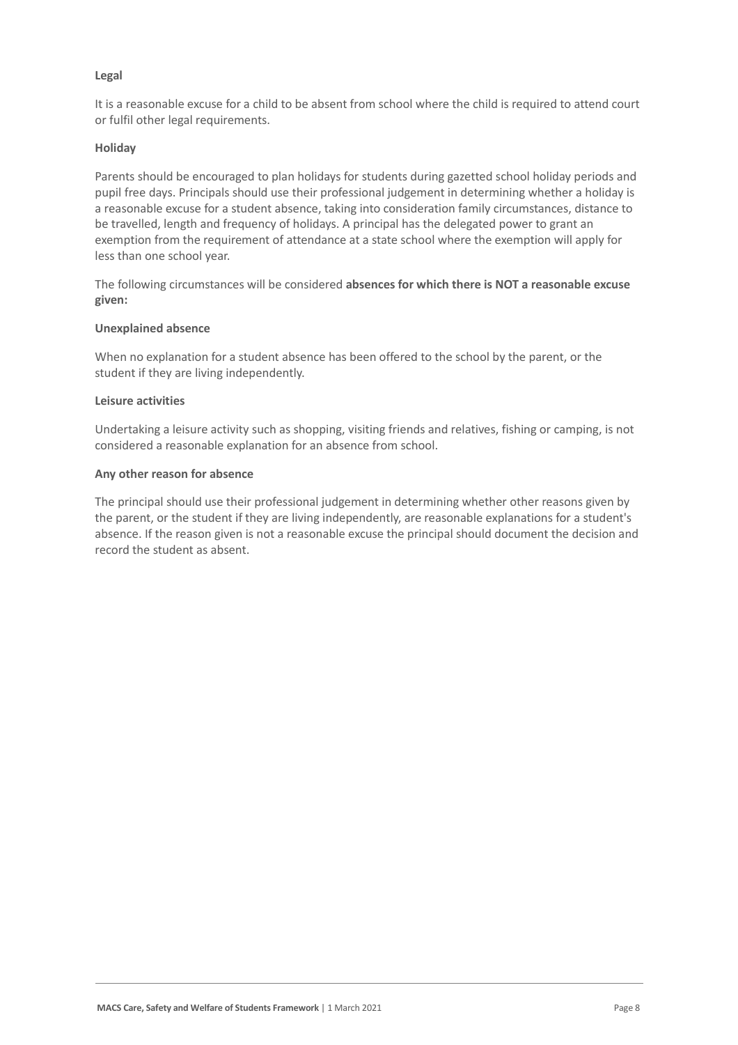**Legal**

It is a reasonable excuse for a child to be absent from school where the child is required to attend court or fulfil other legal requirements.

**Holiday**

Parents should be encouraged to plan holidays for students during gazetted school holiday periods and pupil free days. Principals should use their professional judgement in determining whether a holiday is a reasonable excuse for a student absence, taking into consideration family circumstances, distance to be travelled, length and frequency of holidays. A principal has the delegated power to grant an exemption from the requirement of attendance at a state school where the exemption will apply for less than one school year.

The following circumstances will be considered **absences for which there is NOT a reasonable excuse given:**

**Unexplained absence**

When no explanation for a student absence has been offered to the school by the parent, or the student if they are living independently.

**Leisure activities**

Undertaking a leisure activity such as shopping, visiting friends and relatives, fishing or camping, is not considered a reasonable explanation for an absence from school.

**Any other reason for absence**

The principal should use their professional judgement in determining whether other reasons given by the parent, or the student if they are living independently, are reasonable explanations for a student's absence. If the reason given is not a reasonable excuse the principal should document the decision and record the student as absent.